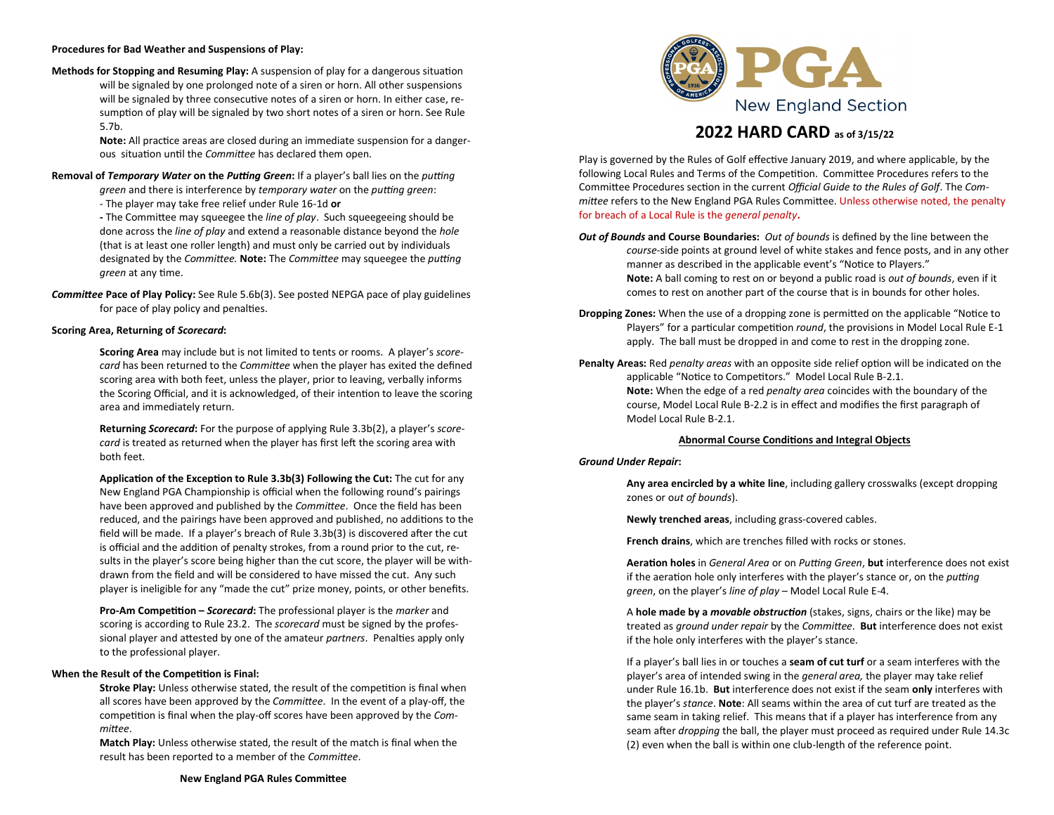**PGA**

New England Section

# 2022 HARD CARD as of 3/15/22

Play is governed by the Rules of Golf effective January 2019, and where applicable, by the following Local Rules and Terms of the Competition. Committee Procedures refers to the Committee Procedures section in the current *Official Guide to the Rules of Golf*. The *Committee* refers to the New England PGA Rules Committee. Unless otherwise noted, the penalty for breach of a Local Rule is the *general penalty*.

***Out of Bounds* and Course Boundaries:** *Out of bounds* is defined by the line between the *course*-side points at ground level of white stakes and fence posts, and in any other manner as described in the applicable event's "Notice to Players."
**Note:** A ball coming to rest on or beyond a public road is *out of bounds*, even if it comes to rest on another part of the course that is in bounds for other holes.

**Dropping Zones:** When the use of a dropping zone is permitted on the applicable "Notice to Players" for a particular competition *round*, the provisions in Model Local Rule E-1 apply. The ball must be dropped in and come to rest in the dropping zone.

**Penalty Areas:** Red *penalty areas* with an opposite side relief option will be indicated on the applicable "Notice to Competitors." Model Local Rule B-2.1.
**Note:** When the edge of a red *penalty area* coincides with the boundary of the course, Model Local Rule B-2.2 is in effect and modifies the first paragraph of Model Local Rule B-2.1.

## Abnormal Course Conditions and Integral Objects

***Ground Under Repair*:**

**Any area encircled by a white line**, including gallery crosswalks (except dropping zones or o*ut of bounds*).

**Newly trenched areas**, including grass-covered cables.

**French drains**, which are trenches filled with rocks or stones.

**Aeration holes** in *General Area* or on *Putting Green*, **but** interference does not exist if the aeration hole only interferes with the player's stance or, on the *putting green*, on the player's *line of play* – Model Local Rule E-4.

A **hole made by a *movable obstruction*** (stakes, signs, chairs or the like) may be treated as *ground under repair* by the *Committee*. **But** interference does not exist if the hole only interferes with the player's stance.

If a player's ball lies in or touches a **seam of cut turf** or a seam interferes with the player's area of intended swing in the *general area,* the player may take relief under Rule 16.1b. **But** interference does not exist if the seam **only** interferes with the player's *stance*. **Note**: All seams within the area of cut turf are treated as the same seam in taking relief. This means that if a player has interference from any seam after *dropping* the ball, the player must proceed as required under Rule 14.3c (2) even when the ball is within one club-length of the reference point.

**Procedures for Bad Weather and Suspensions of Play:**

**Methods for Stopping and Resuming Play:** A suspension of play for a dangerous situation will be signaled by one prolonged note of a siren or horn. All other suspensions will be signaled by three consecutive notes of a siren or horn. In either case, resumption of play will be signaled by two short notes of a siren or horn. See Rule 5.7b.
**Note:** All practice areas are closed during an immediate suspension for a dangerous situation until the *Committee* has declared them open.

**Removal of *Temporary Water* on the *Putting Green*:** If a player's ball lies on the *putting green* and there is interference by *temporary water* on the *putting green*:
- The player may take free relief under Rule 16-1d **or**
- The Committee may squeegee the *line of play*. Such squeegeeing should be done across the *line of play* and extend a reasonable distance beyond the *hole* (that is at least one roller length) and must only be carried out by individuals designated by the *Committee.* **Note:** The *Committee* may squeegee the *putting green* at any time.

***Committee* Pace of Play Policy:** See Rule 5.6b(3). See posted NEPGA pace of play guidelines for pace of play policy and penalties.

**Scoring Area, Returning of *Scorecard*:**

**Scoring Area** may include but is not limited to tents or rooms. A player's *scorecard* has been returned to the *Committee* when the player has exited the defined scoring area with both feet, unless the player, prior to leaving, verbally informs the Scoring Official, and it is acknowledged, of their intention to leave the scoring area and immediately return.

**Returning *Scorecard*:** For the purpose of applying Rule 3.3b(2), a player's *scorecard* is treated as returned when the player has first left the scoring area with both feet.

**Application of the Exception to Rule 3.3b(3) Following the Cut:** The cut for any New England PGA Championship is official when the following round's pairings have been approved and published by the *Committee*. Once the field has been reduced, and the pairings have been approved and published, no additions to the field will be made. If a player's breach of Rule 3.3b(3) is discovered after the cut is official and the addition of penalty strokes, from a round prior to the cut, results in the player's score being higher than the cut score, the player will be withdrawn from the field and will be considered to have missed the cut. Any such player is ineligible for any "made the cut" prize money, points, or other benefits.

**Pro-Am Competition – *Scorecard*:** The professional player is the *marker* and scoring is according to Rule 23.2. The *scorecard* must be signed by the professional player and attested by one of the amateur *partners*. Penalties apply only to the professional player.

**When the Result of the Competition is Final:**

**Stroke Play:** Unless otherwise stated, the result of the competition is final when all scores have been approved by the *Committee*. In the event of a play-off, the competition is final when the play-off scores have been approved by the *Committee*.

**Match Play:** Unless otherwise stated, the result of the match is final when the result has been reported to a member of the *Committee*.

**New England PGA Rules Committee**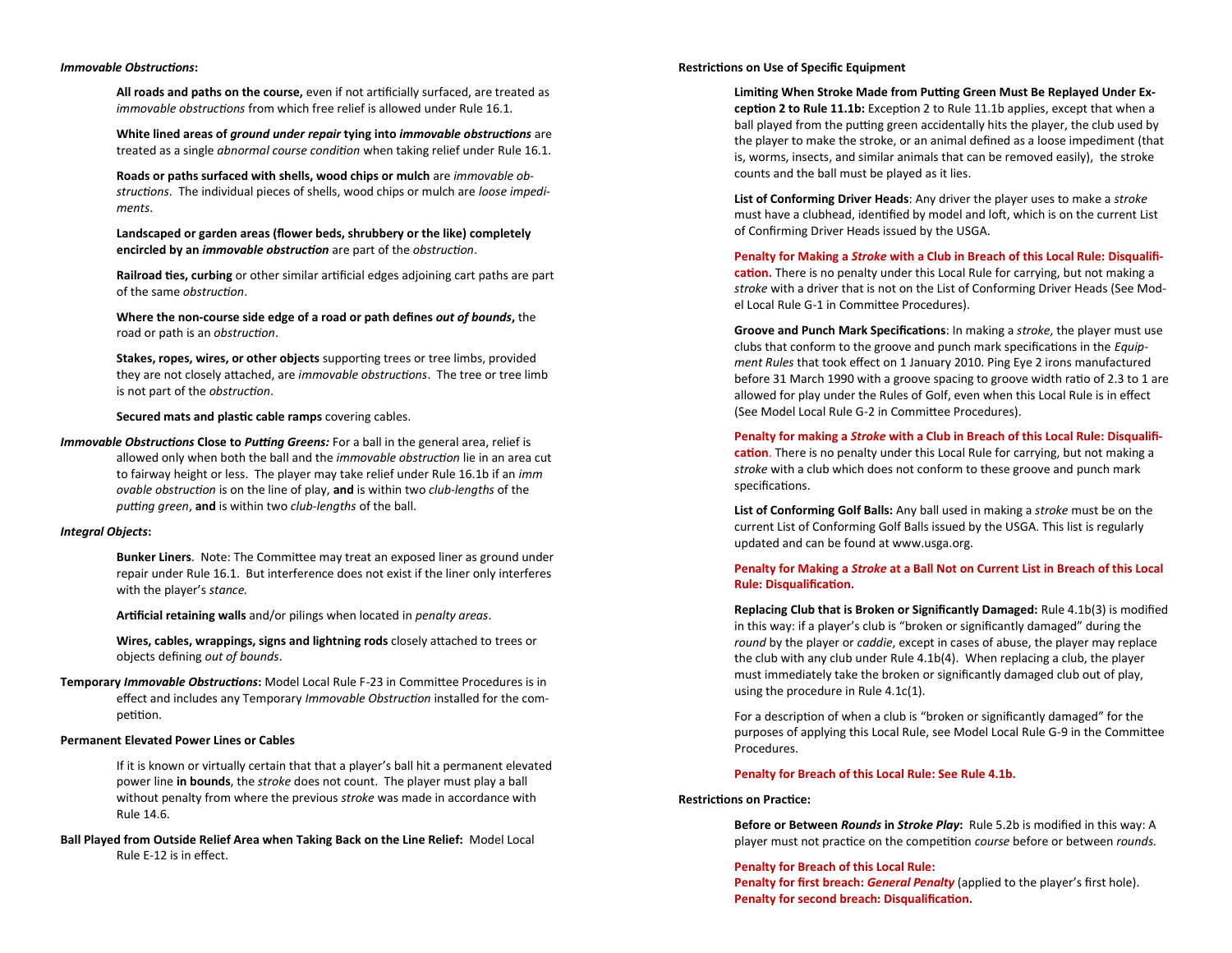***Immovable Obstructions*:**

**All roads and paths on the course,** even if not artificially surfaced, are treated as *immovable obstructions* from which free relief is allowed under Rule 16.1.

**White lined areas of *ground under repair* tying into *immovable obstructions*** are treated as a single *abnormal course condition* when taking relief under Rule 16.1.

**Roads or paths surfaced with shells, wood chips or mulch** are *immovable obstructions*. The individual pieces of shells, wood chips or mulch are *loose impediments*.

**Landscaped or garden areas (flower beds, shrubbery or the like) completely encircled by an *immovable obstruction*** are part of the *obstruction*.

**Railroad ties, curbing** or other similar artificial edges adjoining cart paths are part of the same *obstruction*.

**Where the non-course side edge of a road or path defines *out of bounds*,** the road or path is an *obstruction*.

**Stakes, ropes, wires, or other objects** supporting trees or tree limbs, provided they are not closely attached, are *immovable obstructions*. The tree or tree limb is not part of the *obstruction*.

**Secured mats and plastic cable ramps** covering cables.

***Immovable Obstructions* Close to *Putting Greens:*** For a ball in the general area, relief is allowed only when both the ball and the *immovable obstruction* lie in an area cut to fairway height or less. The player may take relief under Rule 16.1b if an *imm ovable obstruction* is on the line of play, **and** is within two *club-lengths* of the *putting green*, **and** is within two *club-lengths* of the ball.

***Integral Objects*:**

**Bunker Liners**. Note: The Committee may treat an exposed liner as ground under repair under Rule 16.1. But interference does not exist if the liner only interferes with the player's *stance.*

**Artificial retaining walls** and/or pilings when located in *penalty areas*.

**Wires, cables, wrappings, signs and lightning rods** closely attached to trees or objects defining *out of bounds*.

**Temporary *Immovable Obstructions*:** Model Local Rule F-23 in Committee Procedures is in effect and includes any Temporary *Immovable Obstruction* installed for the competition.

**Permanent Elevated Power Lines or Cables**

If it is known or virtually certain that that a player's ball hit a permanent elevated power line **in bounds**, the *stroke* does not count. The player must play a ball without penalty from where the previous *stroke* was made in accordance with Rule 14.6.

**Ball Played from Outside Relief Area when Taking Back on the Line Relief:** Model Local Rule E-12 is in effect.

**Restrictions on Use of Specific Equipment**

**Limiting When Stroke Made from Putting Green Must Be Replayed Under Exception 2 to Rule 11.1b:** Exception 2 to Rule 11.1b applies, except that when a ball played from the putting green accidentally hits the player, the club used by the player to make the stroke, or an animal defined as a loose impediment (that is, worms, insects, and similar animals that can be removed easily), the stroke counts and the ball must be played as it lies.

**List of Conforming Driver Heads**: Any driver the player uses to make a *stroke* must have a clubhead, identified by model and loft, which is on the current List of Confirming Driver Heads issued by the USGA.

**Penalty for Making a *Stroke* with a Club in Breach of this Local Rule: Disqualification.** There is no penalty under this Local Rule for carrying, but not making a *stroke* with a driver that is not on the List of Conforming Driver Heads (See Model Local Rule G-1 in Committee Procedures).

**Groove and Punch Mark Specifications**: In making a *stroke*, the player must use clubs that conform to the groove and punch mark specifications in the *Equipment Rules* that took effect on 1 January 2010. Ping Eye 2 irons manufactured before 31 March 1990 with a groove spacing to groove width ratio of 2.3 to 1 are allowed for play under the Rules of Golf, even when this Local Rule is in effect (See Model Local Rule G-2 in Committee Procedures).

**Penalty for making a *Stroke* with a Club in Breach of this Local Rule: Disqualification**. There is no penalty under this Local Rule for carrying, but not making a *stroke* with a club which does not conform to these groove and punch mark specifications.

**List of Conforming Golf Balls:** Any ball used in making a *stroke* must be on the current List of Conforming Golf Balls issued by the USGA. This list is regularly updated and can be found at www.usga.org.

**Penalty for Making a *Stroke* at a Ball Not on Current List in Breach of this Local Rule: Disqualification.**

**Replacing Club that is Broken or Significantly Damaged:** Rule 4.1b(3) is modified in this way: if a player's club is "broken or significantly damaged" during the *round* by the player or *caddie*, except in cases of abuse, the player may replace the club with any club under Rule 4.1b(4). When replacing a club, the player must immediately take the broken or significantly damaged club out of play, using the procedure in Rule 4.1c(1).

For a description of when a club is "broken or significantly damaged" for the purposes of applying this Local Rule, see Model Local Rule G-9 in the Committee Procedures.

**Penalty for Breach of this Local Rule: See Rule 4.1b.**

**Restrictions on Practice:**

**Before or Between *Rounds* in *Stroke Play*:** Rule 5.2b is modified in this way: A player must not practice on the competition *course* before or between *rounds.*

**Penalty for Breach of this Local Rule:**
**Penalty for first breach: *General Penalty*** (applied to the player's first hole).
**Penalty for second breach: Disqualification.**